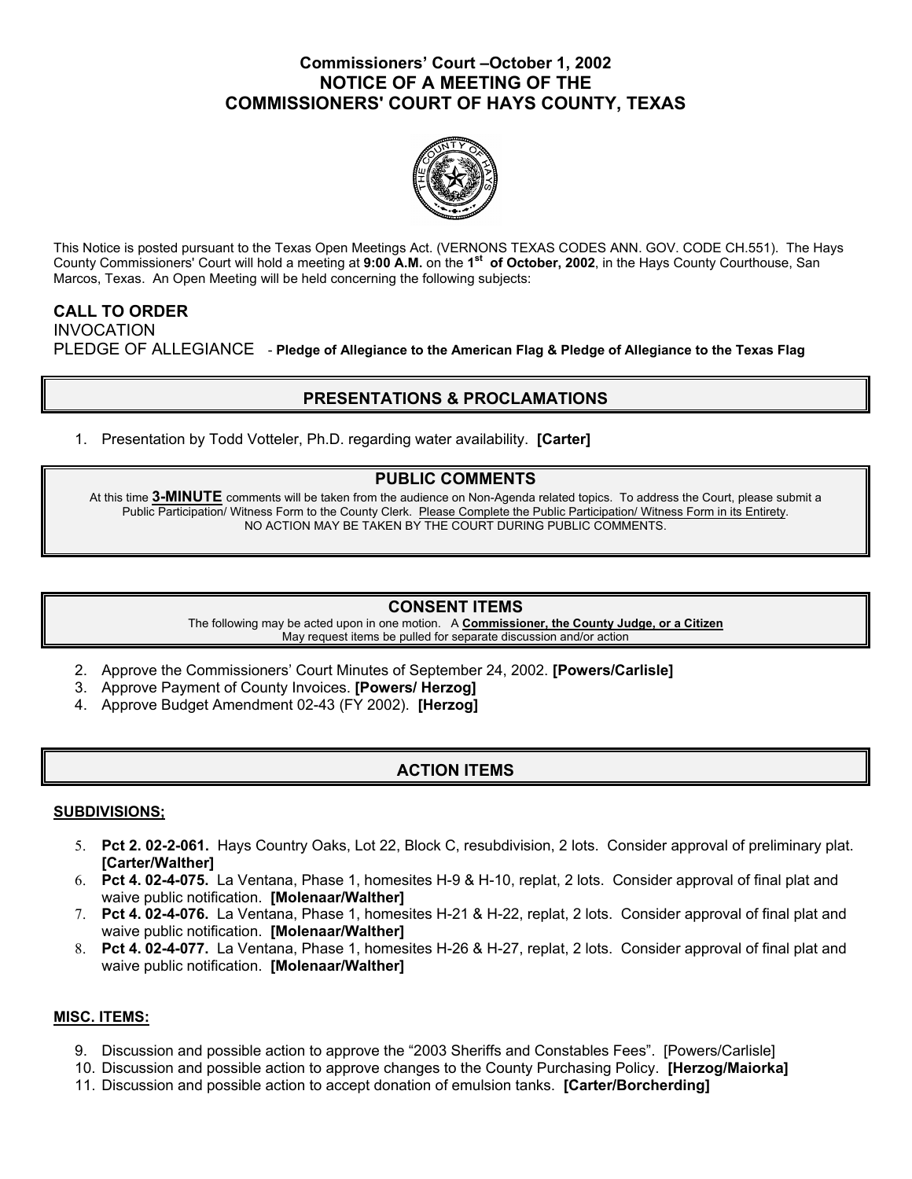# Commissioners' Court –October 1, 2002
# NOTICE OF A MEETING OF THE COMMISSIONERS' COURT OF HAYS COUNTY, TEXAS

This Notice is posted pursuant to the Texas Open Meetings Act. (VERNONS TEXAS CODES ANN. GOV. CODE CH.551). The Hays County Commissioners' Court will hold a meeting at **9:00 A.M.** on the **1st of October, 2002**, in the Hays County Courthouse, San Marcos, Texas. An Open Meeting will be held concerning the following subjects:

**CALL TO ORDER**
INVOCATION
PLEDGE OF ALLEGIANCE - **Pledge of Allegiance to the American Flag & Pledge of Allegiance to the Texas Flag**

## PRESENTATIONS & PROCLAMATIONS

1. Presentation by Todd Votteler, Ph.D. regarding water availability. **[Carter]**

## PUBLIC COMMENTS

At this time **3-MINUTE** comments will be taken from the audience on Non-Agenda related topics. To address the Court, please submit a Public Participation/ Witness Form to the County Clerk. Please Complete the Public Participation/ Witness Form in its Entirety.
NO ACTION MAY BE TAKEN BY THE COURT DURING PUBLIC COMMENTS.

## CONSENT ITEMS

The following may be acted upon in one motion. A **Commissioner, the County Judge, or a Citizen** May request items be pulled for separate discussion and/or action

2. Approve the Commissioners' Court Minutes of September 24, 2002. **[Powers/Carlisle]**
3. Approve Payment of County Invoices. **[Powers/ Herzog]**
4. Approve Budget Amendment 02-43 (FY 2002). **[Herzog]**

## ACTION ITEMS

### SUBDIVISIONS;

5. **Pct 2. 02-2-061.** Hays Country Oaks, Lot 22, Block C, resubdivision, 2 lots. Consider approval of preliminary plat. **[Carter/Walther]**
6. **Pct 4. 02-4-075.** La Ventana, Phase 1, homesites H-9 & H-10, replat, 2 lots. Consider approval of final plat and waive public notification. **[Molenaar/Walther]**
7. **Pct 4. 02-4-076.** La Ventana, Phase 1, homesites H-21 & H-22, replat, 2 lots. Consider approval of final plat and waive public notification. **[Molenaar/Walther]**
8. **Pct 4. 02-4-077.** La Ventana, Phase 1, homesites H-26 & H-27, replat, 2 lots. Consider approval of final plat and waive public notification. **[Molenaar/Walther]**

### MISC. ITEMS:

9. Discussion and possible action to approve the "2003 Sheriffs and Constables Fees". [Powers/Carlisle]
10. Discussion and possible action to approve changes to the County Purchasing Policy. **[Herzog/Maiorka]**
11. Discussion and possible action to accept donation of emulsion tanks. **[Carter/Borcherding]**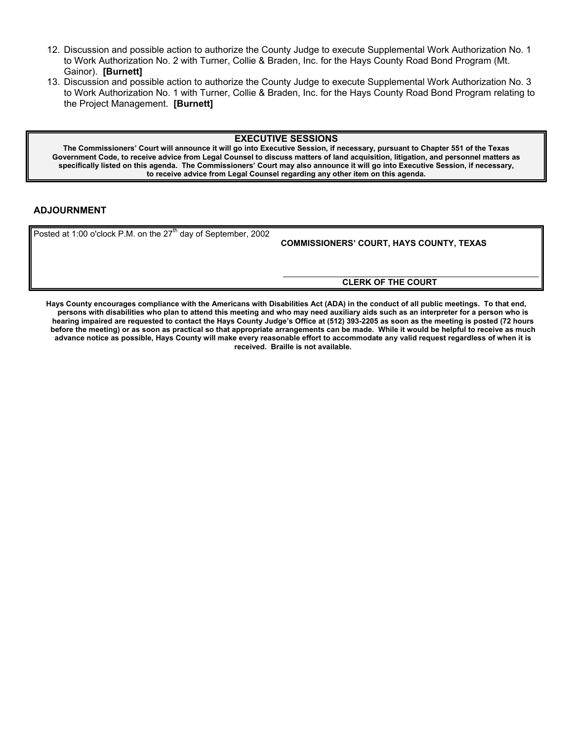12. Discussion and possible action to authorize the County Judge to execute Supplemental Work Authorization No. 1 to Work Authorization No. 2 with Turner, Collie & Braden, Inc. for the Hays County Road Bond Program (Mt. Gainor). **[Burnett]**
13. Discussion and possible action to authorize the County Judge to execute Supplemental Work Authorization No. 3 to Work Authorization No. 1 with Turner, Collie & Braden, Inc. for the Hays County Road Bond Program relating to the Project Management. **[Burnett]**

## EXECUTIVE SESSIONS

**The Commissioners' Court will announce it will go into Executive Session, if necessary, pursuant to Chapter 551 of the Texas Government Code, to receive advice from Legal Counsel to discuss matters of land acquisition, litigation, and personnel matters as specifically listed on this agenda. The Commissioners' Court may also announce it will go into Executive Session, if necessary, to receive advice from Legal Counsel regarding any other item on this agenda.**

## ADJOURNMENT

Posted at 1:00 o'clock P.M. on the 27th day of September, 2002

**COMMISSIONERS' COURT, HAYS COUNTY, TEXAS**

______________________________

**CLERK OF THE COURT**

**Hays County encourages compliance with the Americans with Disabilities Act (ADA) in the conduct of all public meetings. To that end, persons with disabilities who plan to attend this meeting and who may need auxiliary aids such as an interpreter for a person who is hearing impaired are requested to contact the Hays County Judge's Office at (512) 393-2205 as soon as the meeting is posted (72 hours before the meeting) or as soon as practical so that appropriate arrangements can be made. While it would be helpful to receive as much advance notice as possible, Hays County will make every reasonable effort to accommodate any valid request regardless of when it is received. Braille is not available.**